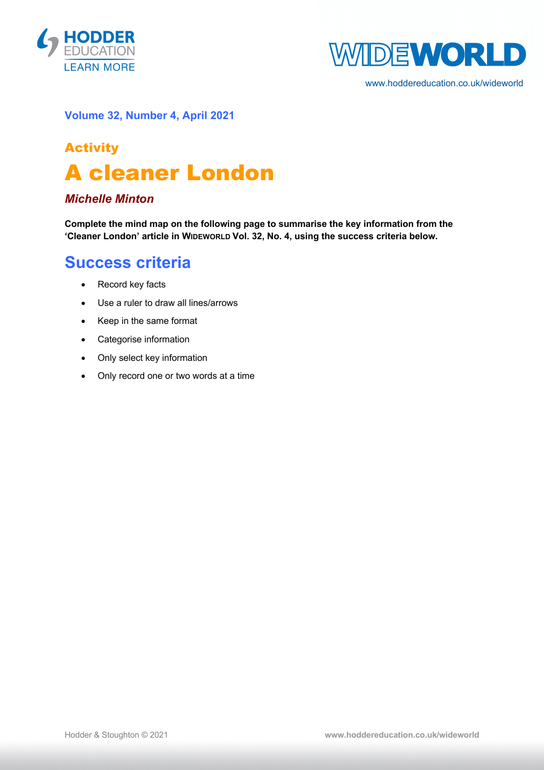**Volume 32, Number 4, April 2021**

## Activity

# A cleaner London

***Michelle Minton***

**Complete the mind map on the following page to summarise the key information from the 'Cleaner London' article in WIDEWORLD Vol. 32, No. 4, using the success criteria below.**

## Success criteria

- Record key facts
- Use a ruler to draw all lines/arrows
- Keep in the same format
- Categorise information
- Only select key information
- Only record one or two words at a time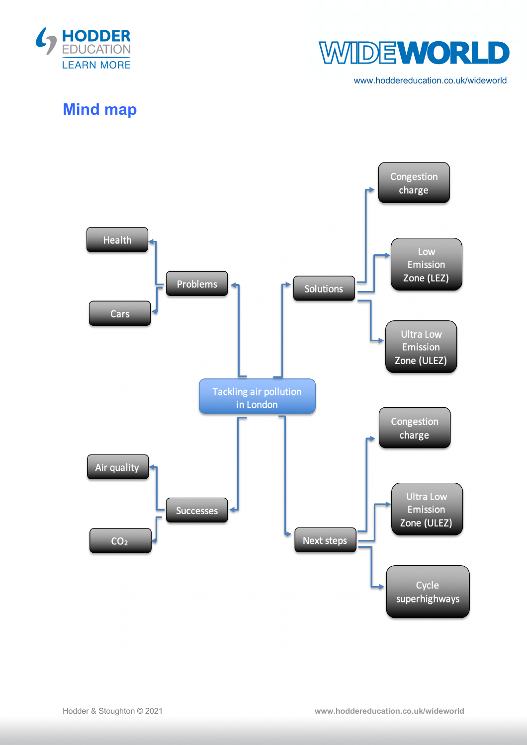## Mind map

- **Tackling air pollution in London**
  - Problems
    - Health
    - Cars
  - Solutions
    - Congestion charge
    - Low Emission Zone (LEZ)
    - Ultra Low Emission Zone (ULEZ)
  - Successes
    - Air quality
    - $CO_2$
  - Next steps
    - Congestion charge
    - Ultra Low Emission Zone (ULEZ)
    - Cycle superhighways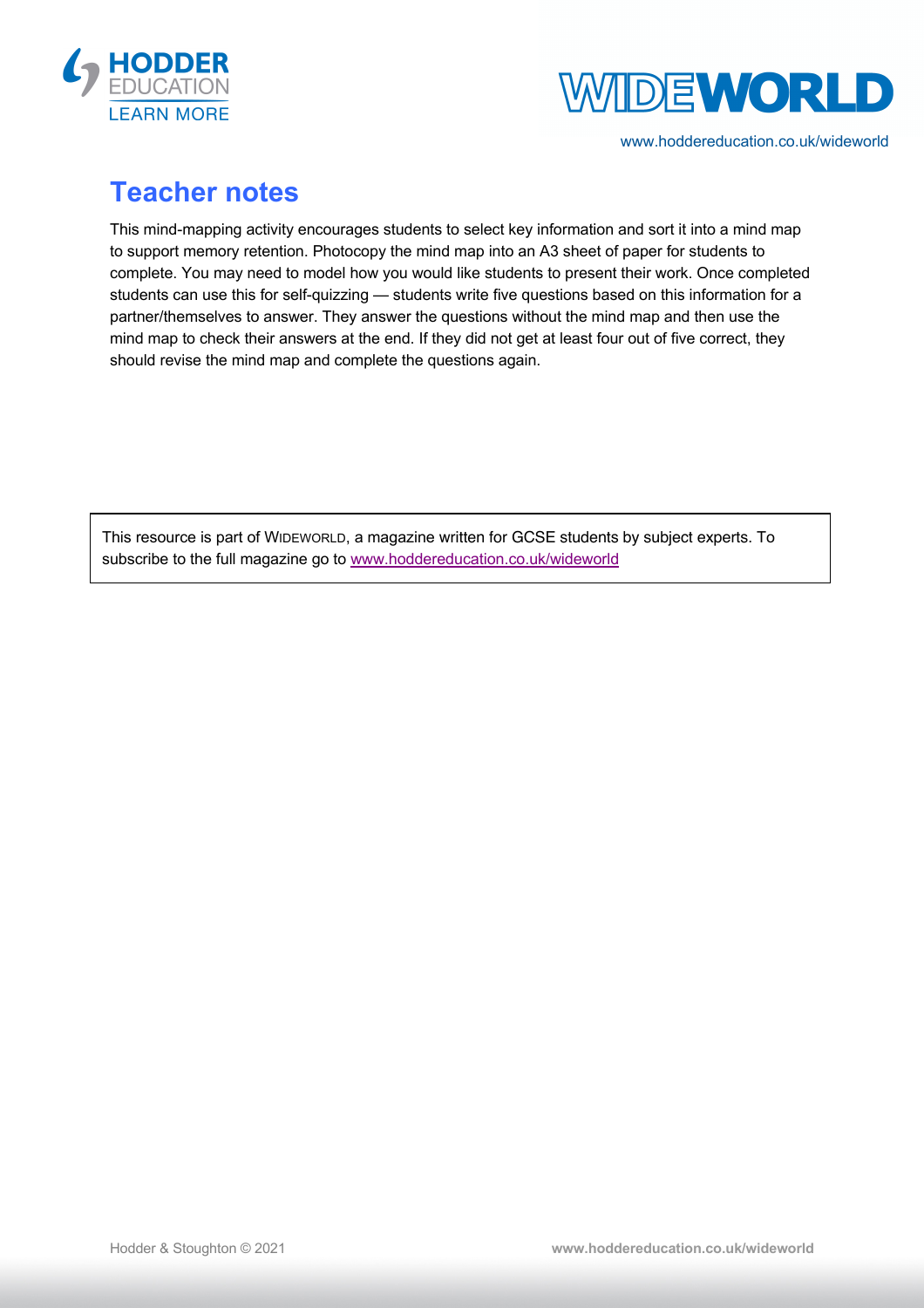# Teacher notes

This mind-mapping activity encourages students to select key information and sort it into a mind map to support memory retention. Photocopy the mind map into an A3 sheet of paper for students to complete. You may need to model how you would like students to present their work. Once completed students can use this for self-quizzing — students write five questions based on this information for a partner/themselves to answer. They answer the questions without the mind map and then use the mind map to check their answers at the end. If they did not get at least four out of five correct, they should revise the mind map and complete the questions again.

This resource is part of WIDEWORLD, a magazine written for GCSE students by subject experts. To subscribe to the full magazine go to www.hoddereducation.co.uk/wideworld